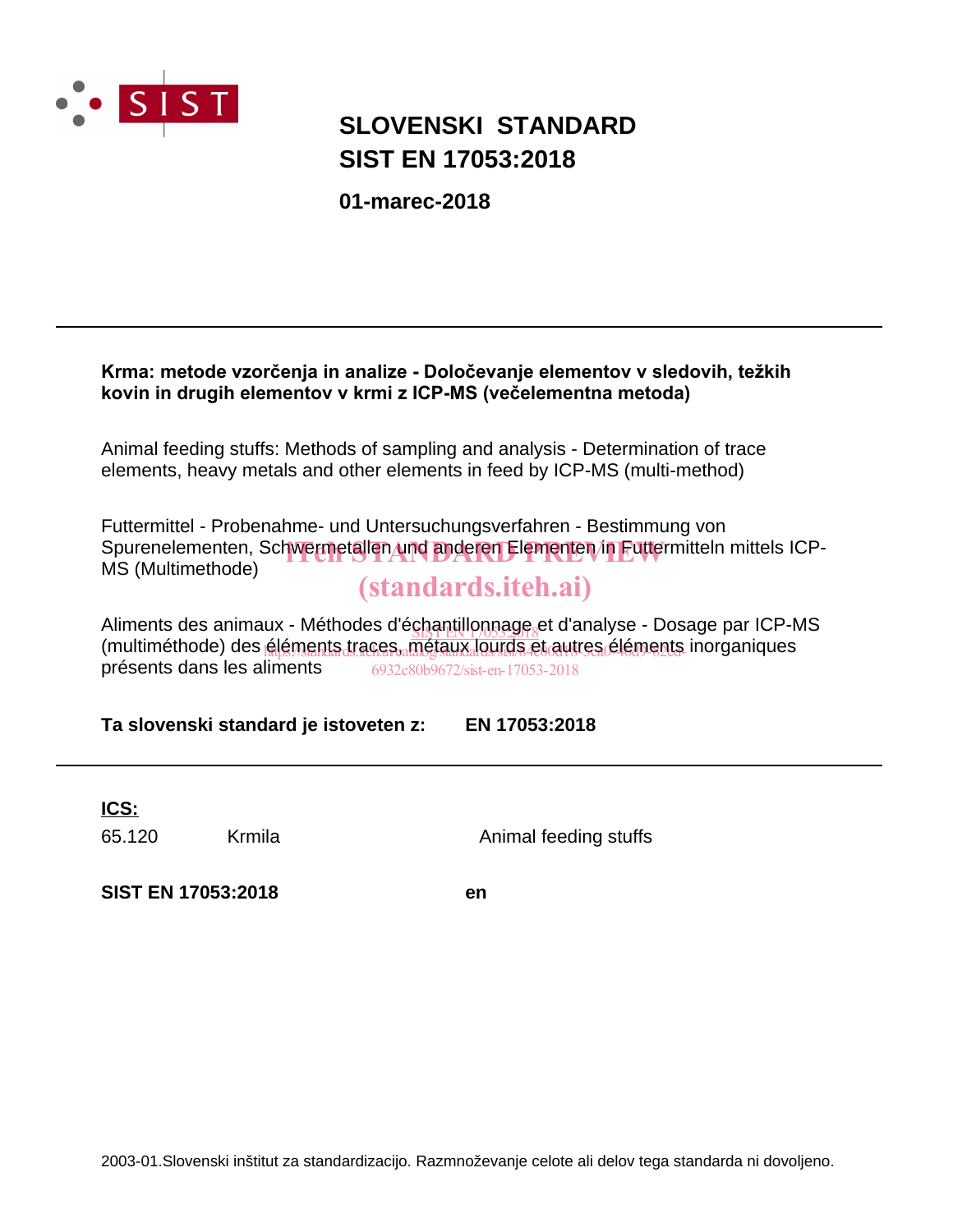SIST

# SLOVENSKI STANDARD
# SIST EN 17053:2018

**01-marec-2018**

---

**Krma: metode vzorčenja in analize - Določevanje elementov v sledovih, težkih kovin in drugih elementov v krmi z ICP-MS (večelementna metoda)**

Animal feeding stuffs: Methods of sampling and analysis - Determination of trace elements, heavy metals and other elements in feed by ICP-MS (multi-method)

Futtermittel - Probenahme- und Untersuchungsverfahren - Bestimmung von Spurenelementen, Schwermetallen und anderen Elementen in Futtermitteln mittels ICP-MS (Multimethode)

Aliments des animaux - Méthodes d'échantillonnage et d'analyse - Dosage par ICP-MS (multiméthode) des éléments traces, métaux lourds et autres éléments inorganiques présents dans les aliments

**Ta slovenski standard je istoveten z:** **EN 17053:2018**

---

**ICS:**

| | | |
|---|---|---|
| 65.120 | Krmila | Animal feeding stuffs |

**SIST EN 17053:2018** **en**

2003-01.Slovenski inštitut za standardizacijo. Razmnoževanje celote ali delov tega standarda ni dovoljeno.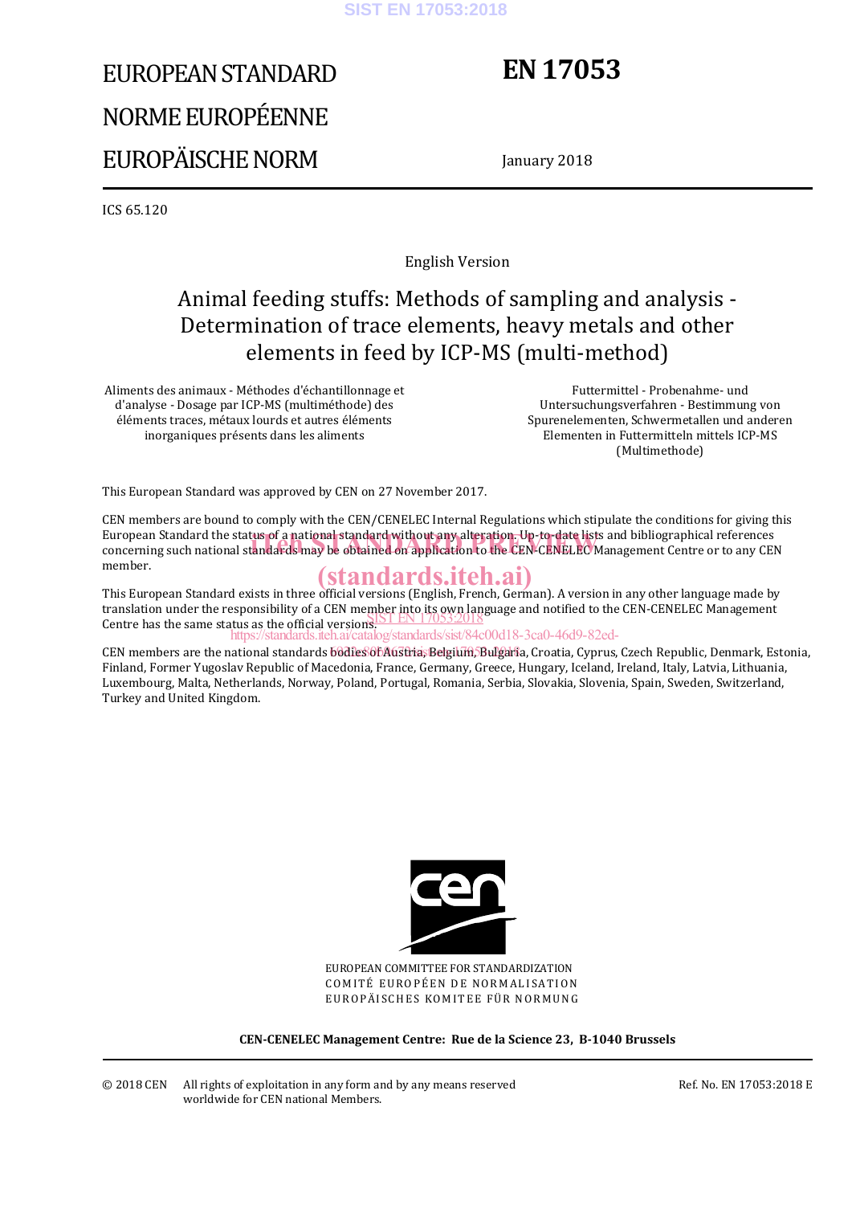EUROPEAN STANDARD

NORME EUROPÉENNE

EUROPÄISCHE NORM

# EN 17053

January 2018

ICS 65.120

English Version

## Animal feeding stuffs: Methods of sampling and analysis - Determination of trace elements, heavy metals and other elements in feed by ICP-MS (multi-method)

Aliments des animaux - Méthodes d'échantillonnage et d'analyse - Dosage par ICP-MS (multiméthode) des éléments traces, métaux lourds et autres éléments inorganiques présents dans les aliments

Futtermittel - Probenahme- und Untersuchungsverfahren - Bestimmung von Spurenelementen, Schwermetallen und anderen Elementen in Futtermitteln mittels ICP-MS (Multimethode)

This European Standard was approved by CEN on 27 November 2017.

CEN members are bound to comply with the CEN/CENELEC Internal Regulations which stipulate the conditions for giving this European Standard the status of a national standard without any alteration. Up-to-date lists and bibliographical references concerning such national standards may be obtained on application to the CEN-CENELEC Management Centre or to any CEN member.

This European Standard exists in three official versions (English, French, German). A version in any other language made by translation under the responsibility of a CEN member into its own language and notified to the CEN-CENELEC Management Centre has the same status as the official versions.

CEN members are the national standards bodies of Austria, Belgium, Bulgaria, Croatia, Cyprus, Czech Republic, Denmark, Estonia, Finland, Former Yugoslav Republic of Macedonia, France, Germany, Greece, Hungary, Iceland, Ireland, Italy, Latvia, Lithuania, Luxembourg, Malta, Netherlands, Norway, Poland, Portugal, Romania, Serbia, Slovakia, Slovenia, Spain, Sweden, Switzerland, Turkey and United Kingdom.

EUROPEAN COMMITTEE FOR STANDARDIZATION
COMITÉ EUROPÉEN DE NORMALISATION
EUROPÄISCHES KOMITEE FÜR NORMUNG

**CEN-CENELEC Management Centre: Rue de la Science 23, B-1040 Brussels**

© 2018 CEN All rights of exploitation in any form and by any means reserved worldwide for CEN national Members.

Ref. No. EN 17053:2018 E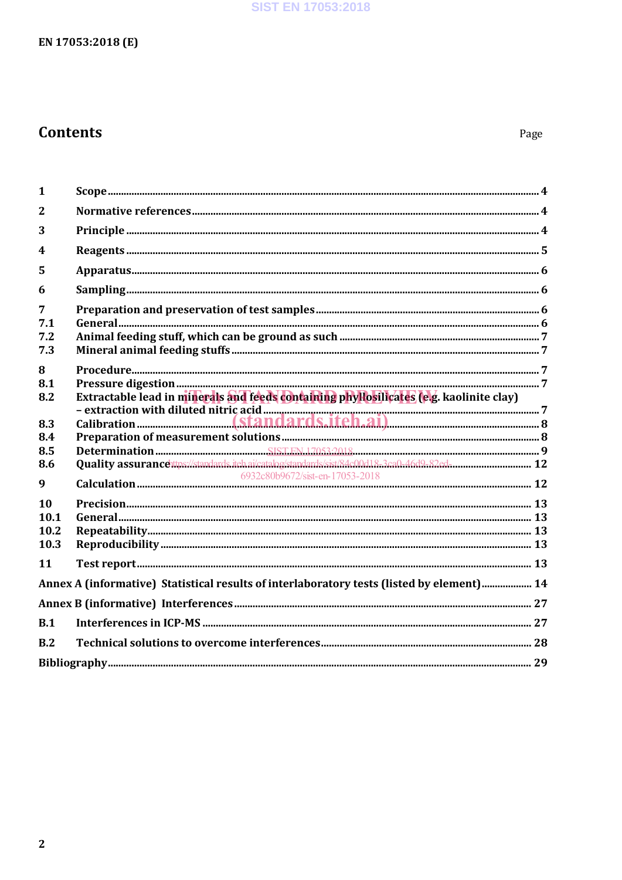# Contents

Page

| | | |
|---|---|---|
| 1 | Scope | 4 |
| 2 | Normative references | 4 |
| 3 | Principle | 4 |
| 4 | Reagents | 5 |
| 5 | Apparatus | 6 |
| 6 | Sampling | 6 |
| 7 | Preparation and preservation of test samples | 6 |
| 7.1 | General | 6 |
| 7.2 | Animal feeding stuff, which can be ground as such | 7 |
| 7.3 | Mineral animal feeding stuffs | 7 |
| 8 | Procedure | 7 |
| 8.1 | Pressure digestion | 7 |
| 8.2 | Extractable lead in minerals and feeds containing phyllosilicates (e.g. kaolinite clay) – extraction with diluted nitric acid | 7 |
| 8.3 | Calibration | 8 |
| 8.4 | Preparation of measurement solutions | 8 |
| 8.5 | Determination | 9 |
| 8.6 | Quality assurance | 12 |
| 9 | Calculation | 12 |
| 10 | Precision | 13 |
| 10.1 | General | 13 |
| 10.2 | Repeatability | 13 |
| 10.3 | Reproducibility | 13 |
| 11 | Test report | 13 |
| Annex A (informative) | Statistical results of interlaboratory tests (listed by element) | 14 |
| Annex B (informative) | Interferences | 27 |
| B.1 | Interferences in ICP-MS | 27 |
| B.2 | Technical solutions to overcome interferences | 28 |
| Bibliography | | 29 |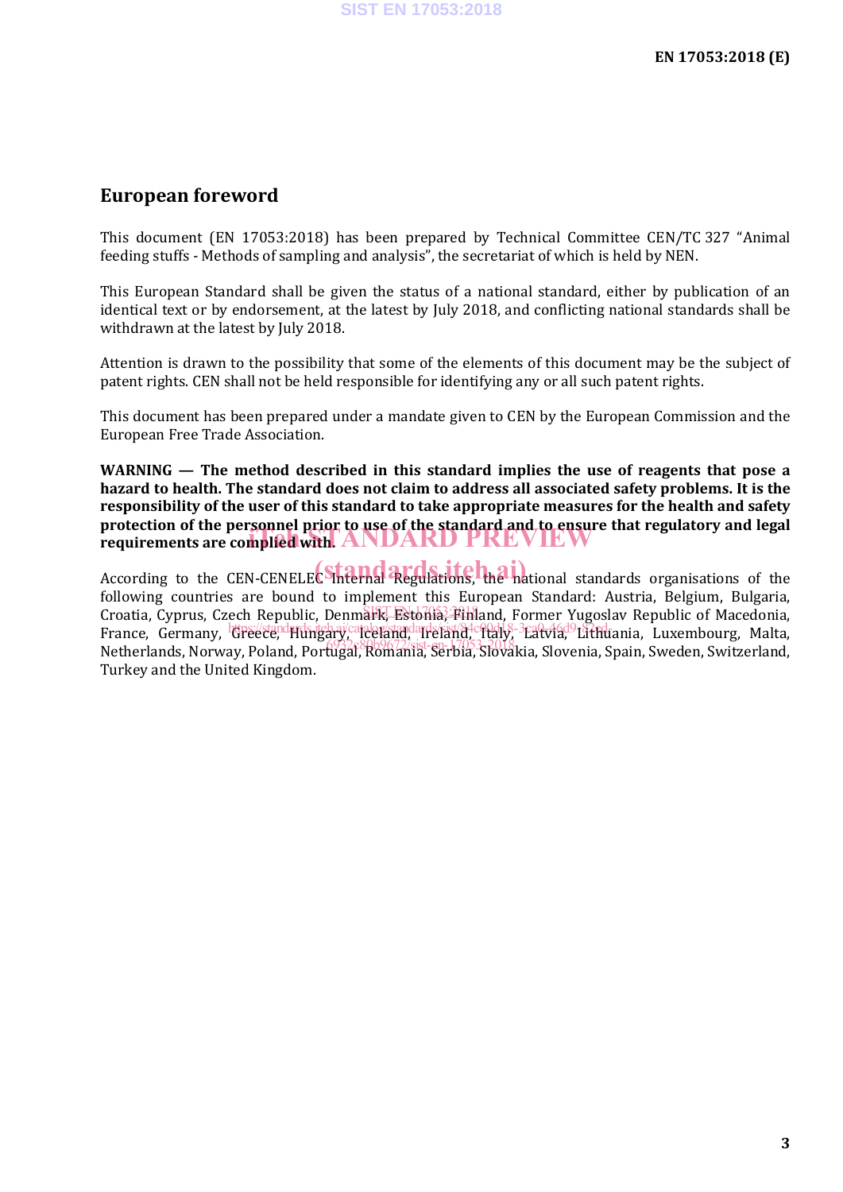## European foreword

This document (EN 17053:2018) has been prepared by Technical Committee CEN/TC 327 "Animal feeding stuffs - Methods of sampling and analysis", the secretariat of which is held by NEN.

This European Standard shall be given the status of a national standard, either by publication of an identical text or by endorsement, at the latest by July 2018, and conflicting national standards shall be withdrawn at the latest by July 2018.

Attention is drawn to the possibility that some of the elements of this document may be the subject of patent rights. CEN shall not be held responsible for identifying any or all such patent rights.

This document has been prepared under a mandate given to CEN by the European Commission and the European Free Trade Association.

**WARNING — The method described in this standard implies the use of reagents that pose a hazard to health. The standard does not claim to address all associated safety problems. It is the responsibility of the user of this standard to take appropriate measures for the health and safety protection of the personnel prior to use of the standard and to ensure that regulatory and legal requirements are complied with.**

According to the CEN-CENELEC Internal Regulations, the national standards organisations of the following countries are bound to implement this European Standard: Austria, Belgium, Bulgaria, Croatia, Cyprus, Czech Republic, Denmark, Estonia, Finland, Former Yugoslav Republic of Macedonia, France, Germany, Greece, Hungary, Iceland, Ireland, Italy, Latvia, Lithuania, Luxembourg, Malta, Netherlands, Norway, Poland, Portugal, Romania, Serbia, Slovakia, Slovenia, Spain, Sweden, Switzerland, Turkey and the United Kingdom.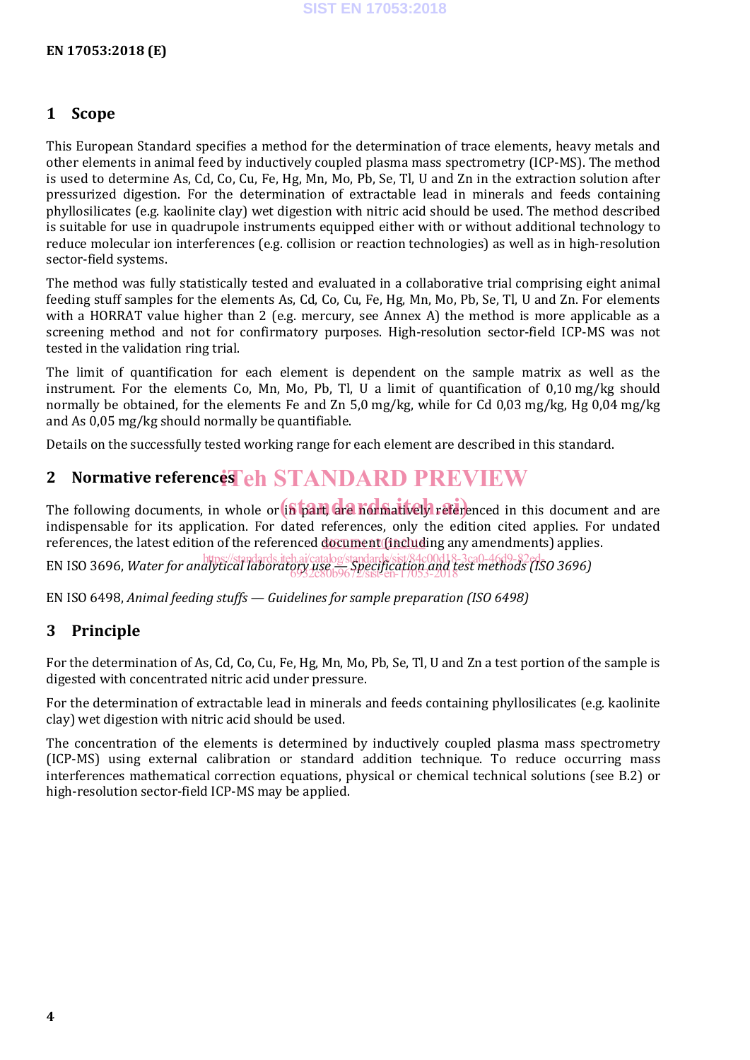# 1 Scope

This European Standard specifies a method for the determination of trace elements, heavy metals and other elements in animal feed by inductively coupled plasma mass spectrometry (ICP-MS). The method is used to determine As, Cd, Co, Cu, Fe, Hg, Mn, Mo, Pb, Se, Tl, U and Zn in the extraction solution after pressurized digestion. For the determination of extractable lead in minerals and feeds containing phyllosilicates (e.g. kaolinite clay) wet digestion with nitric acid should be used. The method described is suitable for use in quadrupole instruments equipped either with or without additional technology to reduce molecular ion interferences (e.g. collision or reaction technologies) as well as in high-resolution sector-field systems.

The method was fully statistically tested and evaluated in a collaborative trial comprising eight animal feeding stuff samples for the elements As, Cd, Co, Cu, Fe, Hg, Mn, Mo, Pb, Se, Tl, U and Zn. For elements with a HORRAT value higher than 2 (e.g. mercury, see Annex A) the method is more applicable as a screening method and not for confirmatory purposes. High-resolution sector-field ICP-MS was not tested in the validation ring trial.

The limit of quantification for each element is dependent on the sample matrix as well as the instrument. For the elements Co, Mn, Mo, Pb, Tl, U a limit of quantification of 0,10 mg/kg should normally be obtained, for the elements Fe and Zn 5,0 mg/kg, while for Cd 0,03 mg/kg, Hg 0,04 mg/kg and As 0,05 mg/kg should normally be quantifiable.

Details on the successfully tested working range for each element are described in this standard.

# 2 Normative references

The following documents, in whole or in part, are normatively referenced in this document and are indispensable for its application. For dated references, only the edition cited applies. For undated references, the latest edition of the referenced document (including any amendments) applies.

EN ISO 3696, *Water for analytical laboratory use — Specification and test methods (ISO 3696)*

EN ISO 6498, *Animal feeding stuffs — Guidelines for sample preparation (ISO 6498)*

# 3 Principle

For the determination of As, Cd, Co, Cu, Fe, Hg, Mn, Mo, Pb, Se, Tl, U and Zn a test portion of the sample is digested with concentrated nitric acid under pressure.

For the determination of extractable lead in minerals and feeds containing phyllosilicates (e.g. kaolinite clay) wet digestion with nitric acid should be used.

The concentration of the elements is determined by inductively coupled plasma mass spectrometry (ICP-MS) using external calibration or standard addition technique. To reduce occurring mass interferences mathematical correction equations, physical or chemical technical solutions (see B.2) or high-resolution sector-field ICP-MS may be applied.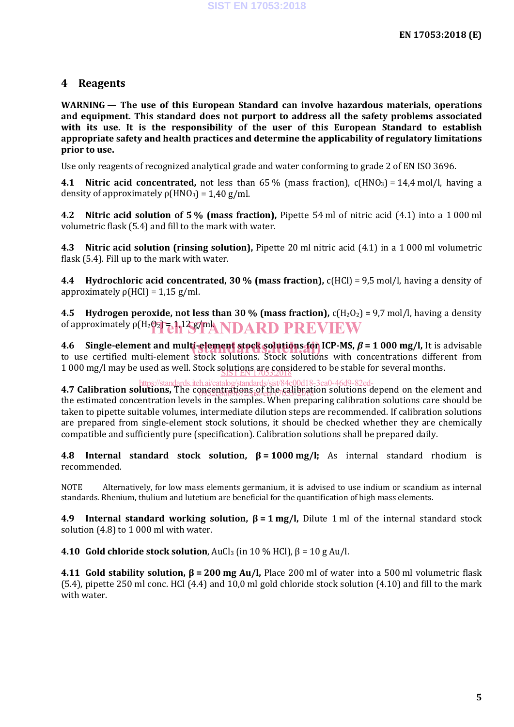## 4 Reagents

**WARNING — The use of this European Standard can involve hazardous materials, operations and equipment. This standard does not purport to address all the safety problems associated with its use. It is the responsibility of the user of this European Standard to establish appropriate safety and health practices and determine the applicability of regulatory limitations prior to use.**

Use only reagents of recognized analytical grade and water conforming to grade 2 of EN ISO 3696.

**4.1 Nitric acid concentrated,** not less than 65 % (mass fraction), c($HNO_3$) = 14,4 mol/l, having a density of approximately ρ($HNO_3$) = 1,40 g/ml.

**4.2 Nitric acid solution of 5 % (mass fraction),** Pipette 54 ml of nitric acid (4.1) into a 1 000 ml volumetric flask (5.4) and fill to the mark with water.

**4.3 Nitric acid solution (rinsing solution),** Pipette 20 ml nitric acid (4.1) in a 1 000 ml volumetric flask (5.4). Fill up to the mark with water.

**4.4 Hydrochloric acid concentrated, 30 % (mass fraction),** c(HCl) = 9,5 mol/l, having a density of approximately ρ(HCl) = 1,15 g/ml.

**4.5 Hydrogen peroxide, not less than 30 % (mass fraction),** c($H_2O_2$) = 9,7 mol/l, having a density of approximately ρ($H_2O_2$) = 1,12 g/ml.

**4.6 Single-element and multi-element stock solutions for ICP-MS, *β* = 1 000 mg/l,** It is advisable to use certified multi-element stock solutions. Stock solutions with concentrations different from 1 000 mg/l may be used as well. Stock solutions are considered to be stable for several months.

**4.7 Calibration solutions,** The concentrations of the calibration solutions depend on the element and the estimated concentration levels in the samples. When preparing calibration solutions care should be taken to pipette suitable volumes, intermediate dilution steps are recommended. If calibration solutions are prepared from single-element stock solutions, it should be checked whether they are chemically compatible and sufficiently pure (specification). Calibration solutions shall be prepared daily.

**4.8 Internal standard stock solution, β = 1000 mg/l;** As internal standard rhodium is recommended.

NOTE Alternatively, for low mass elements germanium, it is advised to use indium or scandium as internal standards. Rhenium, thulium and lutetium are beneficial for the quantification of high mass elements.

**4.9 Internal standard working solution, β = 1 mg/l,** Dilute 1 ml of the internal standard stock solution (4.8) to 1 000 ml with water.

**4.10 Gold chloride stock solution**, $AuCl_3$ (in 10 % HCl), β = 10 g Au/l.

**4.11 Gold stability solution, β = 200 mg Au/l,** Place 200 ml of water into a 500 ml volumetric flask (5.4), pipette 250 ml conc. HCl (4.4) and 10,0 ml gold chloride stock solution (4.10) and fill to the mark with water.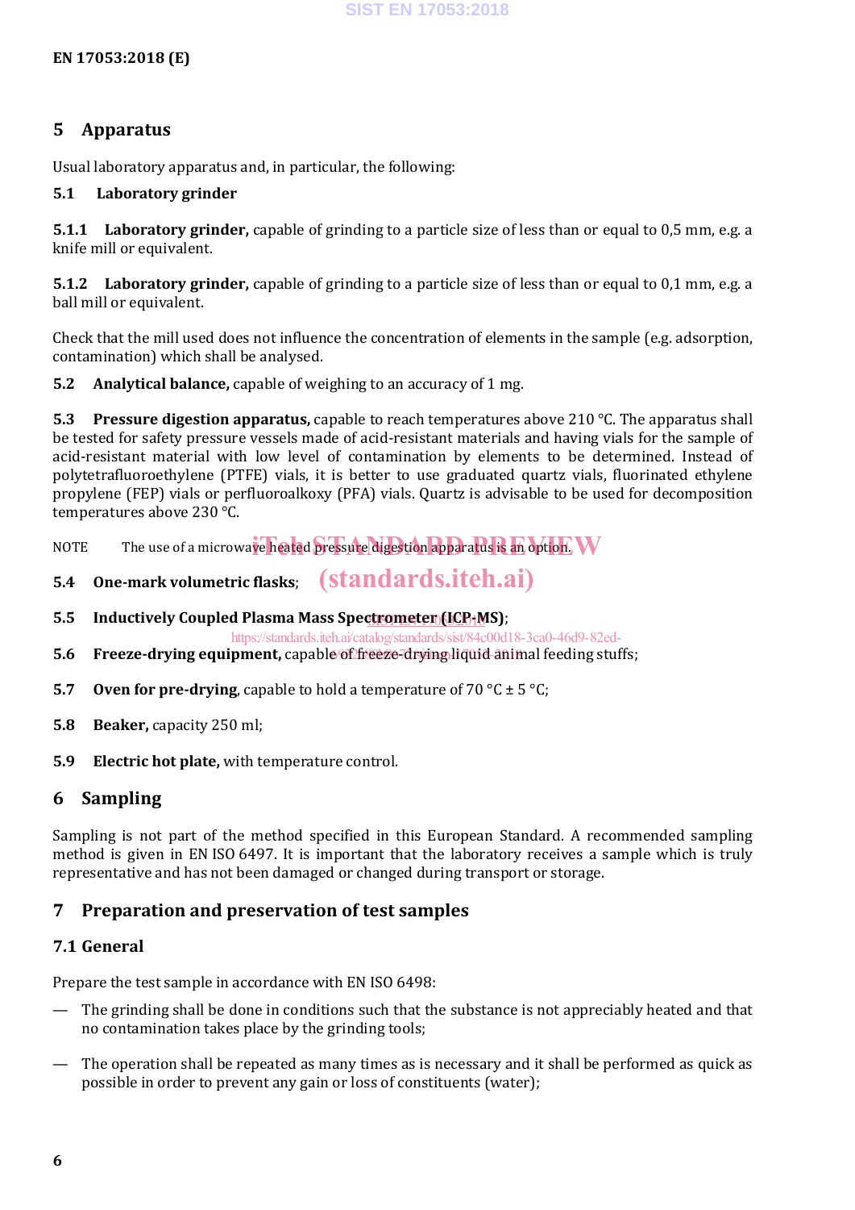## 5 Apparatus

Usual laboratory apparatus and, in particular, the following:

### 5.1 Laboratory grinder

**5.1.1 Laboratory grinder,** capable of grinding to a particle size of less than or equal to 0,5 mm, e.g. a knife mill or equivalent.

**5.1.2 Laboratory grinder,** capable of grinding to a particle size of less than or equal to 0,1 mm, e.g. a ball mill or equivalent.

Check that the mill used does not influence the concentration of elements in the sample (e.g. adsorption, contamination) which shall be analysed.

**5.2 Analytical balance,** capable of weighing to an accuracy of 1 mg.

**5.3 Pressure digestion apparatus,** capable to reach temperatures above 210 °C. The apparatus shall be tested for safety pressure vessels made of acid-resistant materials and having vials for the sample of acid-resistant material with low level of contamination by elements to be determined. Instead of polytetrafluoroethylene (PTFE) vials, it is better to use graduated quartz vials, fluorinated ethylene propylene (FEP) vials or perfluoroalkoxy (PFA) vials. Quartz is advisable to be used for decomposition temperatures above 230 °C.

NOTE The use of a microwave heated pressure digestion apparatus is an option.

**5.4 One-mark volumetric flasks**;

**5.5 Inductively Coupled Plasma Mass Spectrometer (ICP-MS)**;

**5.6 Freeze-drying equipment,** capable of freeze-drying liquid animal feeding stuffs;

**5.7 Oven for pre-drying**, capable to hold a temperature of 70 °C ± 5 °C;

**5.8 Beaker,** capacity 250 ml;

**5.9 Electric hot plate,** with temperature control.

## 6 Sampling

Sampling is not part of the method specified in this European Standard. A recommended sampling method is given in EN ISO 6497. It is important that the laboratory receives a sample which is truly representative and has not been damaged or changed during transport or storage.

## 7 Preparation and preservation of test samples

### 7.1 General

Prepare the test sample in accordance with EN ISO 6498:

— The grinding shall be done in conditions such that the substance is not appreciably heated and that no contamination takes place by the grinding tools;

— The operation shall be repeated as many times as is necessary and it shall be performed as quick as possible in order to prevent any gain or loss of constituents (water);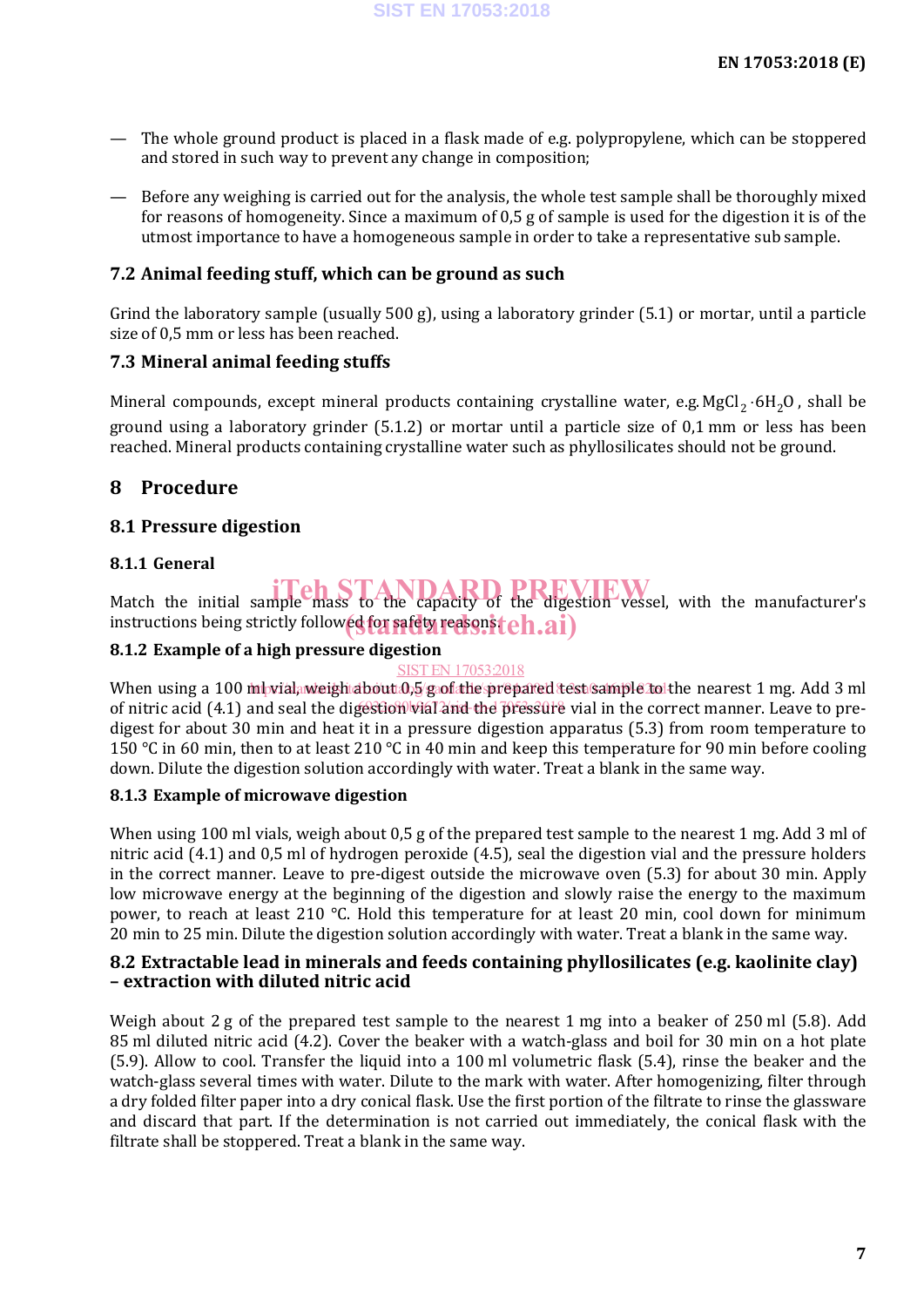— The whole ground product is placed in a flask made of e.g. polypropylene, which can be stoppered and stored in such way to prevent any change in composition;

— Before any weighing is carried out for the analysis, the whole test sample shall be thoroughly mixed for reasons of homogeneity. Since a maximum of 0,5 g of sample is used for the digestion it is of the utmost importance to have a homogeneous sample in order to take a representative sub sample.

### 7.2 Animal feeding stuff, which can be ground as such

Grind the laboratory sample (usually 500 g), using a laboratory grinder (5.1) or mortar, until a particle size of 0,5 mm or less has been reached.

### 7.3 Mineral animal feeding stuffs

Mineral compounds, except mineral products containing crystalline water, e.g. $MgCl_2 \cdot 6H_2O$, shall be ground using a laboratory grinder (5.1.2) or mortar until a particle size of 0,1 mm or less has been reached. Mineral products containing crystalline water such as phyllosilicates should not be ground.

## 8 Procedure

### 8.1 Pressure digestion

#### 8.1.1 General

Match the initial sample mass to the capacity of the digestion vessel, with the manufacturer's instructions being strictly followed for safety reasons.

#### 8.1.2 Example of a high pressure digestion

When using a 100 ml vial, weigh about 0,5 g of the prepared test sample to the nearest 1 mg. Add 3 ml of nitric acid (4.1) and seal the digestion vial and the pressure vial in the correct manner. Leave to pre-digest for about 30 min and heat it in a pressure digestion apparatus (5.3) from room temperature to 150 °C in 60 min, then to at least 210 °C in 40 min and keep this temperature for 90 min before cooling down. Dilute the digestion solution accordingly with water. Treat a blank in the same way.

#### 8.1.3 Example of microwave digestion

When using 100 ml vials, weigh about 0,5 g of the prepared test sample to the nearest 1 mg. Add 3 ml of nitric acid (4.1) and 0,5 ml of hydrogen peroxide (4.5), seal the digestion vial and the pressure holders in the correct manner. Leave to pre-digest outside the microwave oven (5.3) for about 30 min. Apply low microwave energy at the beginning of the digestion and slowly raise the energy to the maximum power, to reach at least 210 °C. Hold this temperature for at least 20 min, cool down for minimum 20 min to 25 min. Dilute the digestion solution accordingly with water. Treat a blank in the same way.

### 8.2 Extractable lead in minerals and feeds containing phyllosilicates (e.g. kaolinite clay) – extraction with diluted nitric acid

Weigh about 2 g of the prepared test sample to the nearest 1 mg into a beaker of 250 ml (5.8). Add 85 ml diluted nitric acid (4.2). Cover the beaker with a watch-glass and boil for 30 min on a hot plate (5.9). Allow to cool. Transfer the liquid into a 100 ml volumetric flask (5.4), rinse the beaker and the watch-glass several times with water. Dilute to the mark with water. After homogenizing, filter through a dry folded filter paper into a dry conical flask. Use the first portion of the filtrate to rinse the glassware and discard that part. If the determination is not carried out immediately, the conical flask with the filtrate shall be stoppered. Treat a blank in the same way.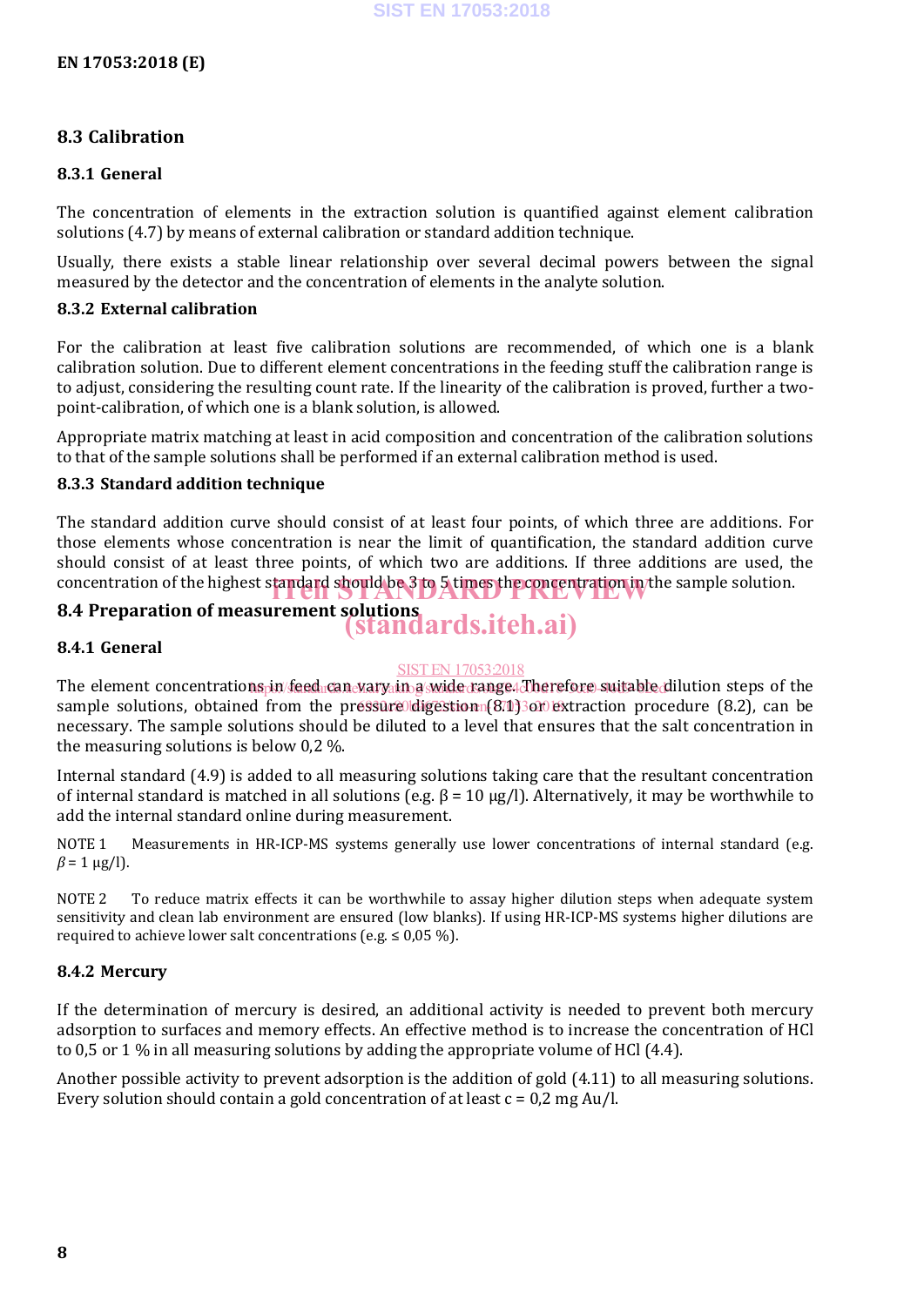## 8.3 Calibration

### 8.3.1 General

The concentration of elements in the extraction solution is quantified against element calibration solutions (4.7) by means of external calibration or standard addition technique.

Usually, there exists a stable linear relationship over several decimal powers between the signal measured by the detector and the concentration of elements in the analyte solution.

### 8.3.2 External calibration

For the calibration at least five calibration solutions are recommended, of which one is a blank calibration solution. Due to different element concentrations in the feeding stuff the calibration range is to adjust, considering the resulting count rate. If the linearity of the calibration is proved, further a two-point-calibration, of which one is a blank solution, is allowed.

Appropriate matrix matching at least in acid composition and concentration of the calibration solutions to that of the sample solutions shall be performed if an external calibration method is used.

### 8.3.3 Standard addition technique

The standard addition curve should consist of at least four points, of which three are additions. For those elements whose concentration is near the limit of quantification, the standard addition curve should consist of at least three points, of which two are additions. If three additions are used, the concentration of the highest standard should be 3 to 5 times the concentration in the sample solution.

## 8.4 Preparation of measurement solutions

### 8.4.1 General

The element concentrations in feed can vary in a wide range. Therefore suitable dilution steps of the sample solutions, obtained from the pressure digestion (8.1) or extraction procedure (8.2), can be necessary. The sample solutions should be diluted to a level that ensures that the salt concentration in the measuring solutions is below 0,2 %.

Internal standard (4.9) is added to all measuring solutions taking care that the resultant concentration of internal standard is matched in all solutions (e.g. $\beta$ = 10 µg/l). Alternatively, it may be worthwhile to add the internal standard online during measurement.

NOTE 1 Measurements in HR-ICP-MS systems generally use lower concentrations of internal standard (e.g. $\beta$ = 1 µg/l).

NOTE 2 To reduce matrix effects it can be worthwhile to assay higher dilution steps when adequate system sensitivity and clean lab environment are ensured (low blanks). If using HR-ICP-MS systems higher dilutions are required to achieve lower salt concentrations (e.g. ≤ 0,05 %).

### 8.4.2 Mercury

If the determination of mercury is desired, an additional activity is needed to prevent both mercury adsorption to surfaces and memory effects. An effective method is to increase the concentration of HCl to 0,5 or 1 % in all measuring solutions by adding the appropriate volume of HCl (4.4).

Another possible activity to prevent adsorption is the addition of gold (4.11) to all measuring solutions. Every solution should contain a gold concentration of at least c = 0,2 mg Au/l.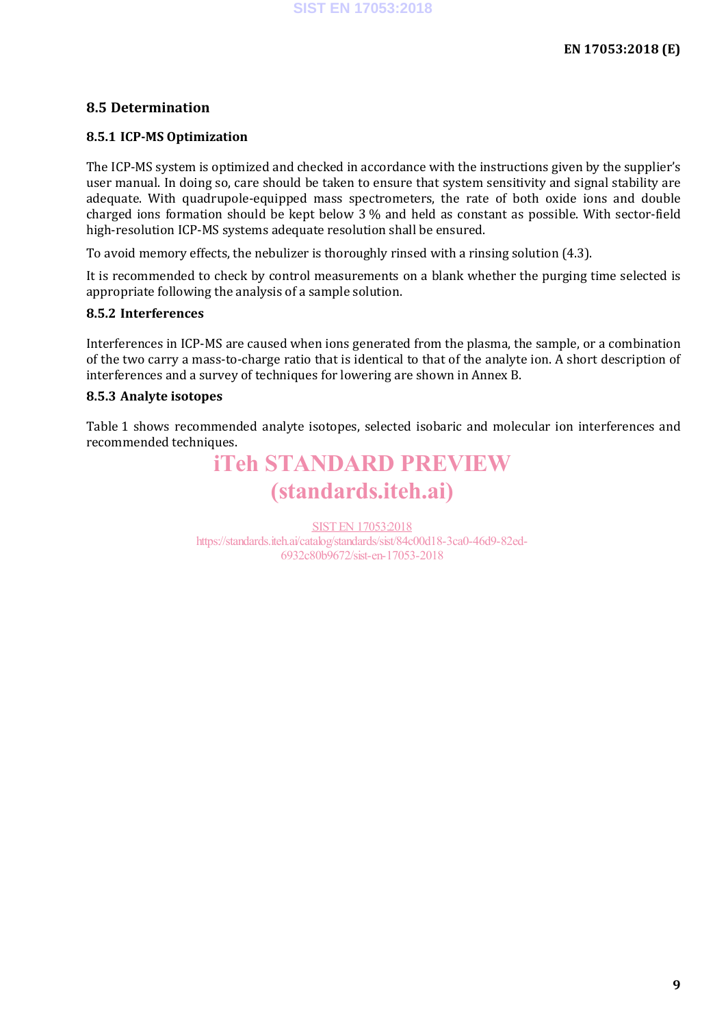## 8.5 Determination

### 8.5.1 ICP-MS Optimization

The ICP-MS system is optimized and checked in accordance with the instructions given by the supplier's user manual. In doing so, care should be taken to ensure that system sensitivity and signal stability are adequate. With quadrupole-equipped mass spectrometers, the rate of both oxide ions and double charged ions formation should be kept below 3 % and held as constant as possible. With sector-field high-resolution ICP-MS systems adequate resolution shall be ensured.

To avoid memory effects, the nebulizer is thoroughly rinsed with a rinsing solution (4.3).

It is recommended to check by control measurements on a blank whether the purging time selected is appropriate following the analysis of a sample solution.

### 8.5.2 Interferences

Interferences in ICP-MS are caused when ions generated from the plasma, the sample, or a combination of the two carry a mass-to-charge ratio that is identical to that of the analyte ion. A short description of interferences and a survey of techniques for lowering are shown in Annex B.

### 8.5.3 Analyte isotopes

Table 1 shows recommended analyte isotopes, selected isobaric and molecular ion interferences and recommended techniques.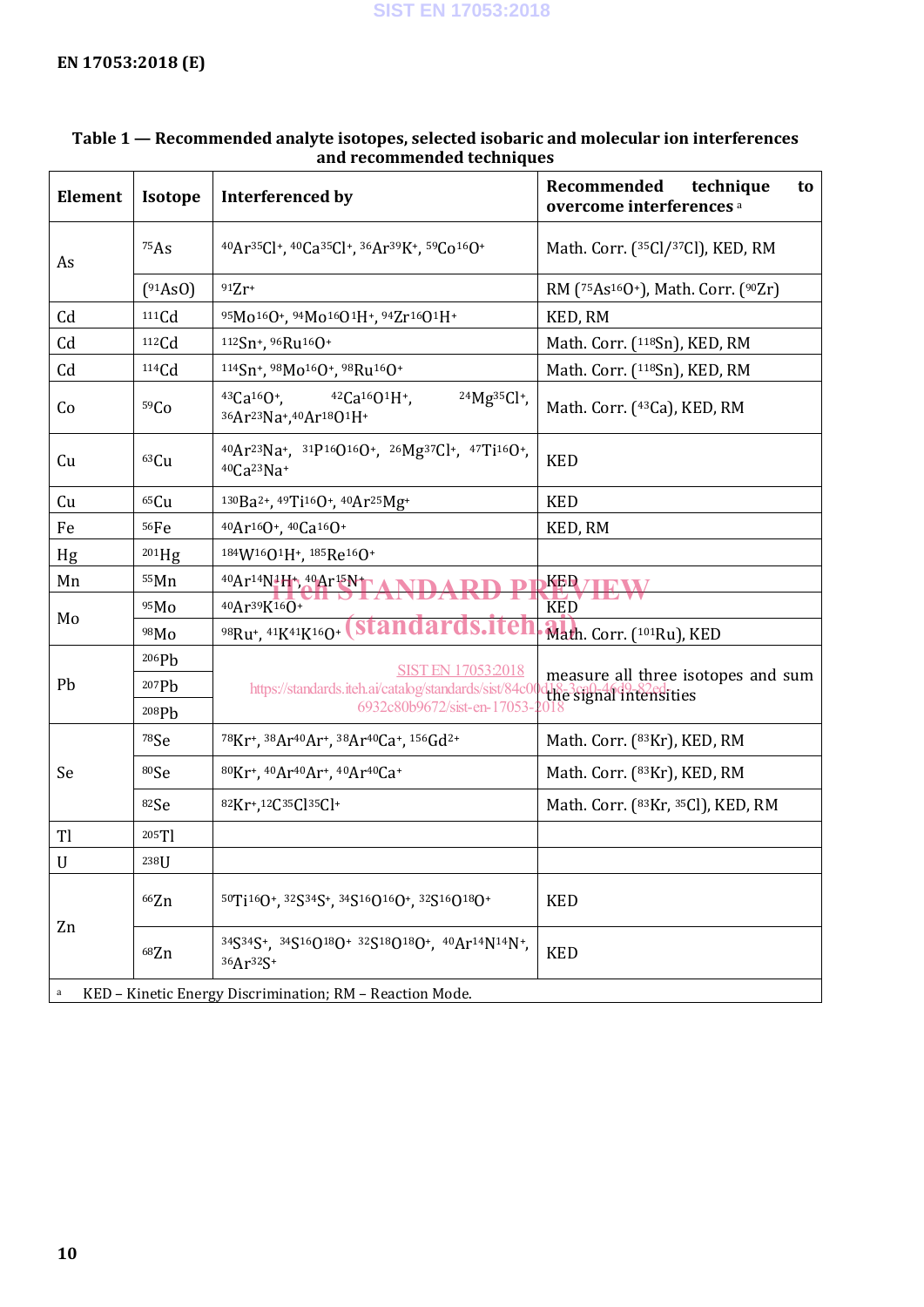**Table 1 — Recommended analyte isotopes, selected isobaric and molecular ion interferences and recommended techniques**

| Element | Isotope | Interferenced by | Recommended technique to overcome interferences [a] |
|---|---|---|---|
| As | $^{75}As$ | $^{40}Ar^{35}Cl^+$, $^{40}Ca^{35}Cl^+$, $^{36}Ar^{39}K^+$, $^{59}Co^{16}O^+$ | Math. Corr. ($^{35}Cl/^{37}Cl$), KED, RM |
| | ($^{91}AsO$) | $^{91}Zr^+$ | RM ($^{75}As^{16}O^+$), Math. Corr. ($^{90}Zr$) |
| Cd | $^{111}Cd$ | $^{95}Mo^{16}O^+$, $^{94}Mo^{16}O^1H^+$, $^{94}Zr^{16}O^1H^+$ | KED, RM |
| Cd | $^{112}Cd$ | $^{112}Sn^+$, $^{96}Ru^{16}O^+$ | Math. Corr. ($^{118}Sn$), KED, RM |
| Cd | $^{114}Cd$ | $^{114}Sn^+$, $^{98}Mo^{16}O^+$, $^{98}Ru^{16}O^+$ | Math. Corr. ($^{118}Sn$), KED, RM |
| Co | $^{59}Co$ | $^{43}Ca^{16}O^+$, $^{42}Ca^{16}O^1H^+$, $^{24}Mg^{35}Cl^+$, $^{36}Ar^{23}Na^+$, $^{40}Ar^{18}O^1H^+$ | Math. Corr. ($^{43}Ca$), KED, RM |
| Cu | $^{63}Cu$ | $^{40}Ar^{23}Na^+$, $^{31}P^{16}O^{16}O^+$, $^{26}Mg^{37}Cl^+$, $^{47}Ti^{16}O^+$, $^{40}Ca^{23}Na^+$ | KED |
| Cu | $^{65}Cu$ | $^{130}Ba^{2+}$, $^{49}Ti^{16}O^+$, $^{40}Ar^{25}Mg^+$ | KED |
| Fe | $^{56}Fe$ | $^{40}Ar^{16}O^+$, $^{40}Ca^{16}O^+$ | KED, RM |
| Hg | $^{201}Hg$ | $^{184}W^{16}O^1H^+$, $^{185}Re^{16}O^+$ | |
| Mn | $^{55}Mn$ | $^{40}Ar^{14}N^1H^+$, $^{40}Ar^{15}N^+$ | KED |
| Mo | $^{95}Mo$ | $^{40}Ar^{39}K^{16}O^+$ | KED |
| | $^{98}Mo$ | $^{98}Ru^+$, $^{41}K^{41}K^{16}O^+$ | Math. Corr. ($^{101}Ru$), KED |
| Pb | $^{206}Pb$ | | measure all three isotopes and sum the signal intensities |
| | $^{207}Pb$ | | |
| | $^{208}Pb$ | | |
| Se | $^{78}Se$ | $^{78}Kr^+$, $^{38}Ar^{40}Ar^+$, $^{38}Ar^{40}Ca^+$, $^{156}Gd^{2+}$ | Math. Corr. ($^{83}Kr$), KED, RM |
| | $^{80}Se$ | $^{80}Kr^+$, $^{40}Ar^{40}Ar^+$, $^{40}Ar^{40}Ca^+$ | Math. Corr. ($^{83}Kr$), KED, RM |
| | $^{82}Se$ | $^{82}Kr^+$, $^{12}C^{35}Cl^{35}Cl^+$ | Math. Corr. ($^{83}Kr$, $^{35}Cl$), KED, RM |
| Tl | $^{205}Tl$ | | |
| U | $^{238}U$ | | |
| Zn | $^{66}Zn$ | $^{50}Ti^{16}O^+$, $^{32}S^{34}S^+$, $^{34}S^{16}O^{16}O^+$, $^{32}S^{16}O^{18}O^+$ | KED |
| | $^{68}Zn$ | $^{34}S^{34}S^+$, $^{34}S^{16}O^{18}O^+$ $^{32}S^{18}O^{18}O^+$, $^{40}Ar^{14}N^{14}N^+$, $^{36}Ar^{32}S^+$ | KED |

[a] KED – Kinetic Energy Discrimination; RM – Reaction Mode.